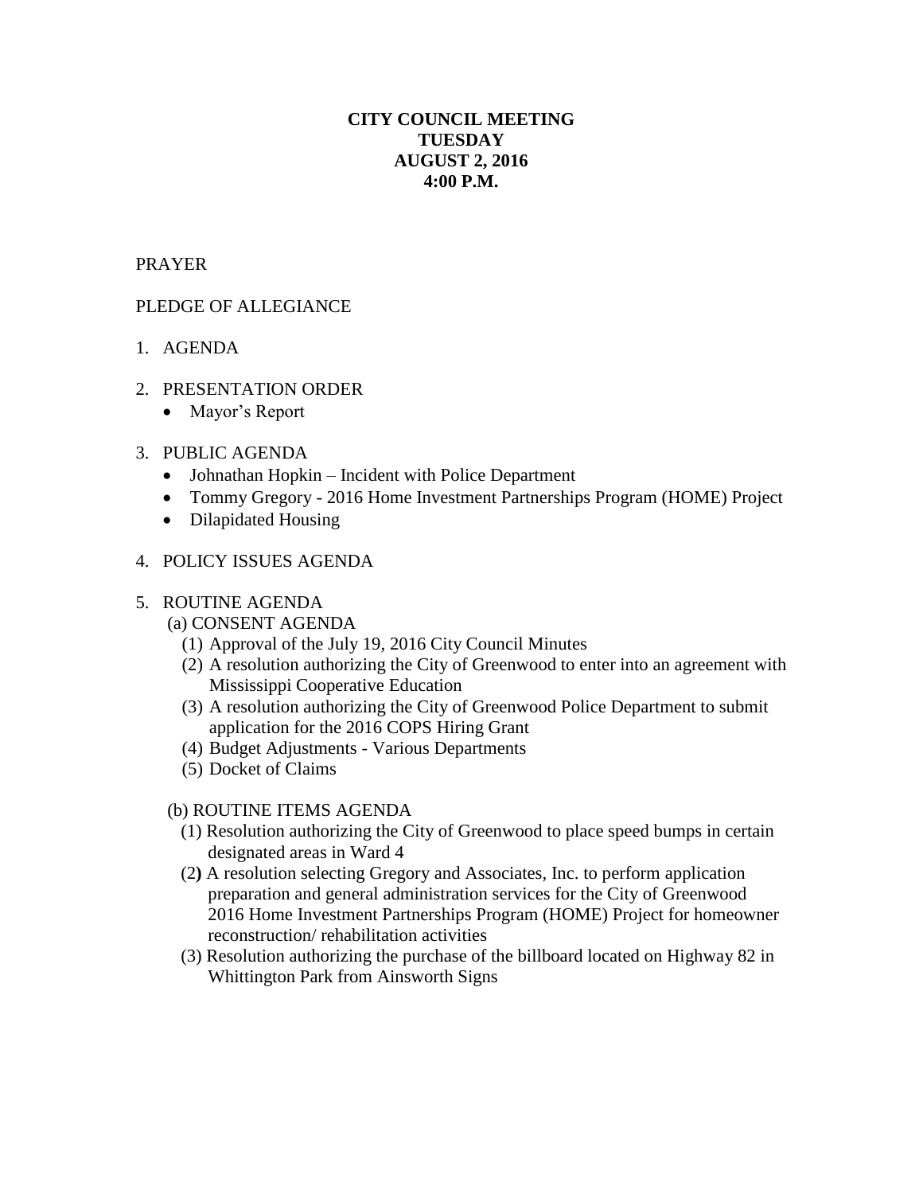**CITY COUNCIL MEETING**
**TUESDAY**
**AUGUST 2, 2016**
**4:00 P.M.**

PRAYER

PLEDGE OF ALLEGIANCE

1. AGENDA

2. PRESENTATION ORDER
   - Mayor's Report

3. PUBLIC AGENDA
   - Johnathan Hopkin – Incident with Police Department
   - Tommy Gregory - 2016 Home Investment Partnerships Program (HOME) Project
   - Dilapidated Housing

4. POLICY ISSUES AGENDA

5. ROUTINE AGENDA

   (a) CONSENT AGENDA

   (1) Approval of the July 19, 2016 City Council Minutes

   (2) A resolution authorizing the City of Greenwood to enter into an agreement with Mississippi Cooperative Education

   (3) A resolution authorizing the City of Greenwood Police Department to submit application for the 2016 COPS Hiring Grant

   (4) Budget Adjustments - Various Departments

   (5) Docket of Claims

   (b) ROUTINE ITEMS AGENDA

   (1) Resolution authorizing the City of Greenwood to place speed bumps in certain designated areas in Ward 4

   (2) A resolution selecting Gregory and Associates, Inc. to perform application preparation and general administration services for the City of Greenwood 2016 Home Investment Partnerships Program (HOME) Project for homeowner reconstruction/ rehabilitation activities

   (3) Resolution authorizing the purchase of the billboard located on Highway 82 in Whittington Park from Ainsworth Signs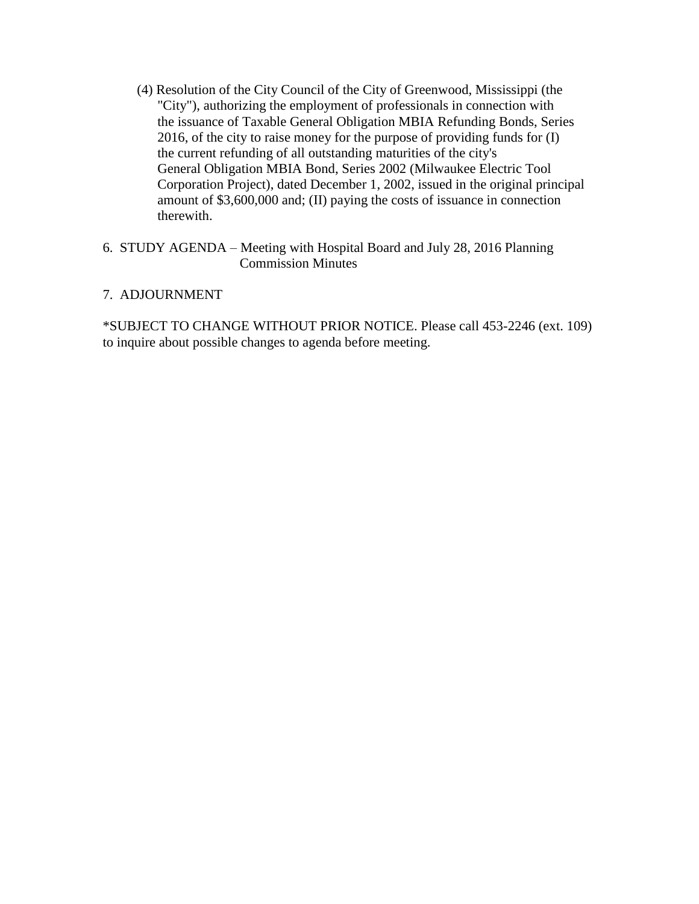(4) Resolution of the City Council of the City of Greenwood, Mississippi (the "City"), authorizing the employment of professionals in connection with the issuance of Taxable General Obligation MBIA Refunding Bonds, Series 2016, of the city to raise money for the purpose of providing funds for (I) the current refunding of all outstanding maturities of the city's General Obligation MBIA Bond, Series 2002 (Milwaukee Electric Tool Corporation Project), dated December 1, 2002, issued in the original principal amount of $3,600,000 and; (II) paying the costs of issuance in connection therewith.

6. STUDY AGENDA – Meeting with Hospital Board and July 28, 2016 Planning Commission Minutes

7. ADJOURNMENT

*SUBJECT TO CHANGE WITHOUT PRIOR NOTICE. Please call 453-2246 (ext. 109) to inquire about possible changes to agenda before meeting.